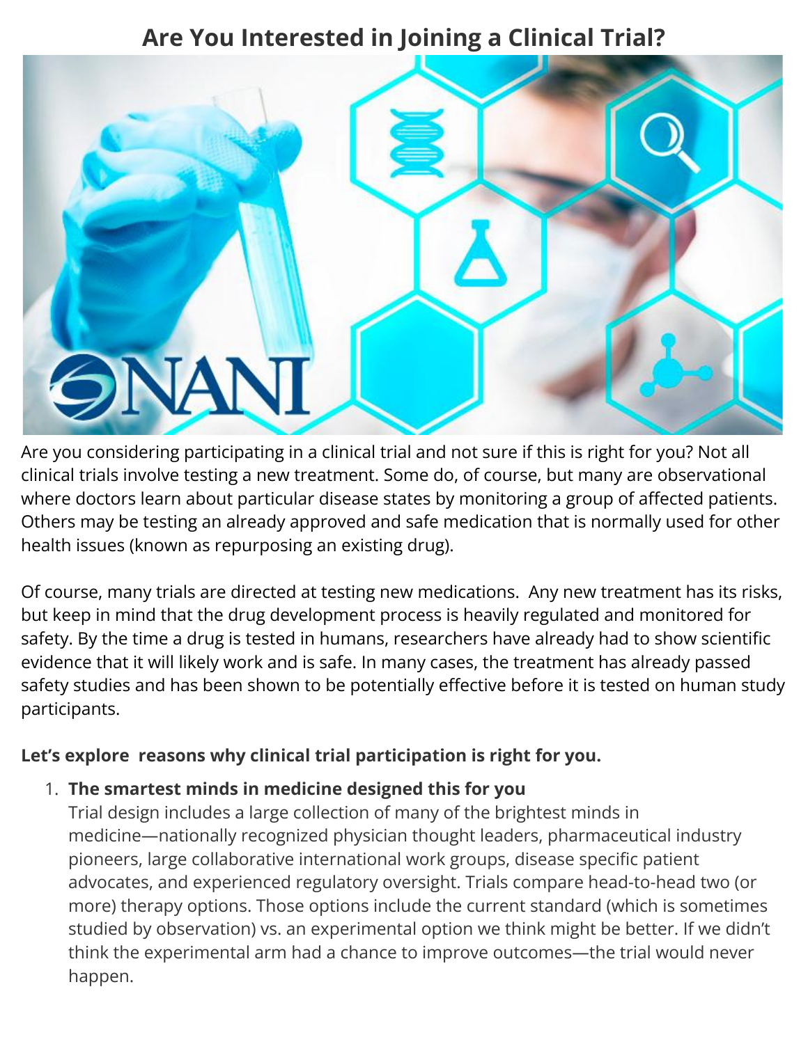# Are You Interested in Joining a Clinical Trial?

Are you considering participating in a clinical trial and not sure if this is right for you? Not all clinical trials involve testing a new treatment. Some do, of course, but many are observational where doctors learn about particular disease states by monitoring a group of affected patients. Others may be testing an already approved and safe medication that is normally used for other health issues (known as repurposing an existing drug).

Of course, many trials are directed at testing new medications. Any new treatment has its risks, but keep in mind that the drug development process is heavily regulated and monitored for safety. By the time a drug is tested in humans, researchers have already had to show scientific evidence that it will likely work and is safe. In many cases, the treatment has already passed safety studies and has been shown to be potentially effective before it is tested on human study participants.

**Let's explore reasons why clinical trial participation is right for you.**

1. **The smartest minds in medicine designed this for you**
   Trial design includes a large collection of many of the brightest minds in medicine—nationally recognized physician thought leaders, pharmaceutical industry pioneers, large collaborative international work groups, disease specific patient advocates, and experienced regulatory oversight. Trials compare head-to-head two (or more) therapy options. Those options include the current standard (which is sometimes studied by observation) vs. an experimental option we think might be better. If we didn't think the experimental arm had a chance to improve outcomes—the trial would never happen.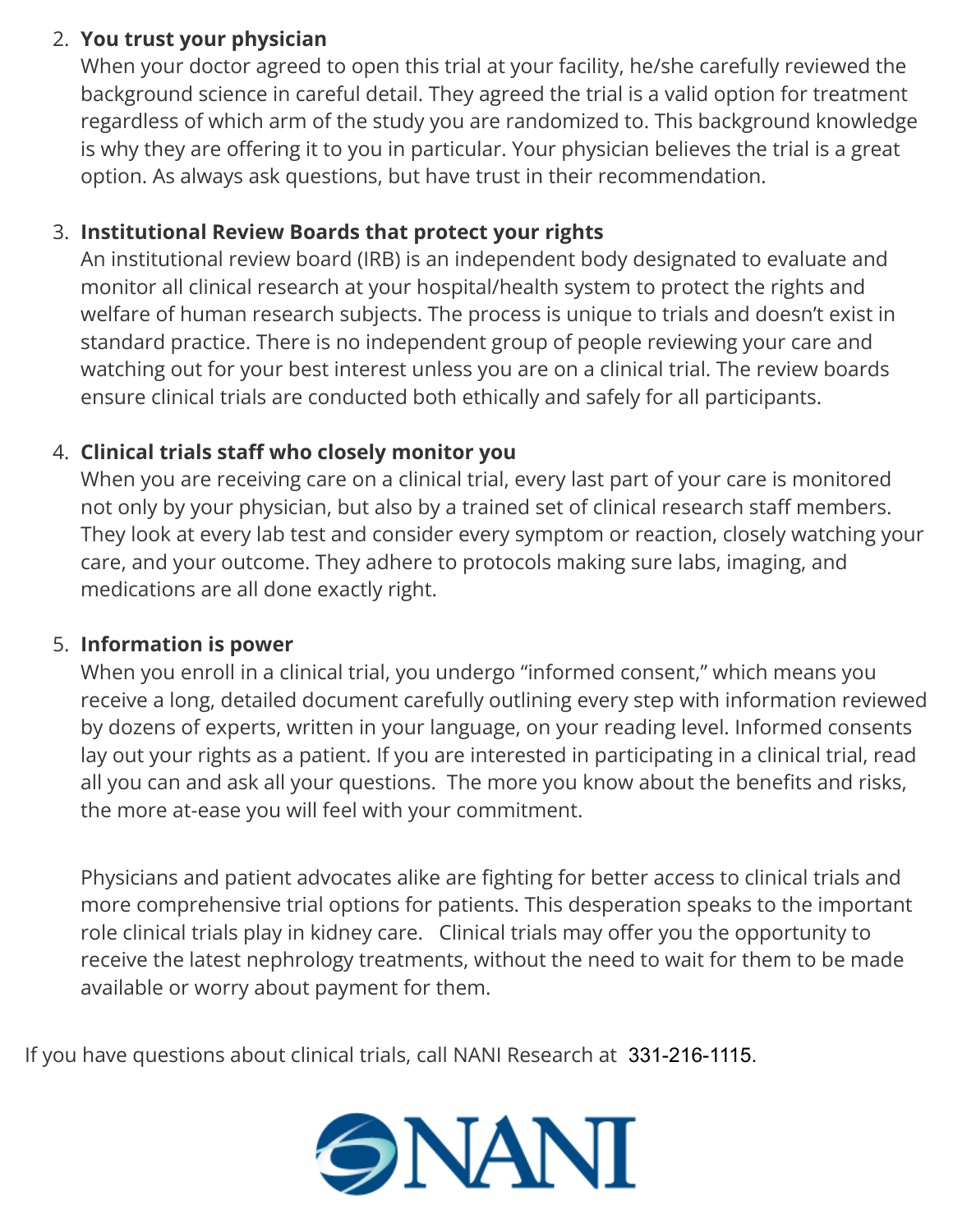2. **You trust your physician**
   When your doctor agreed to open this trial at your facility, he/she carefully reviewed the background science in careful detail. They agreed the trial is a valid option for treatment regardless of which arm of the study you are randomized to. This background knowledge is why they are offering it to you in particular. Your physician believes the trial is a great option. As always ask questions, but have trust in their recommendation.

3. **Institutional Review Boards that protect your rights**
   An institutional review board (IRB) is an independent body designated to evaluate and monitor all clinical research at your hospital/health system to protect the rights and welfare of human research subjects. The process is unique to trials and doesn't exist in standard practice. There is no independent group of people reviewing your care and watching out for your best interest unless you are on a clinical trial. The review boards ensure clinical trials are conducted both ethically and safely for all participants.

4. **Clinical trials staff who closely monitor you**
   When you are receiving care on a clinical trial, every last part of your care is monitored not only by your physician, but also by a trained set of clinical research staff members. They look at every lab test and consider every symptom or reaction, closely watching your care, and your outcome. They adhere to protocols making sure labs, imaging, and medications are all done exactly right.

5. **Information is power**
   When you enroll in a clinical trial, you undergo "informed consent," which means you receive a long, detailed document carefully outlining every step with information reviewed by dozens of experts, written in your language, on your reading level. Informed consents lay out your rights as a patient. If you are interested in participating in a clinical trial, read all you can and ask all your questions. The more you know about the benefits and risks, the more at-ease you will feel with your commitment.

Physicians and patient advocates alike are fighting for better access to clinical trials and more comprehensive trial options for patients. This desperation speaks to the important role clinical trials play in kidney care. Clinical trials may offer you the opportunity to receive the latest nephrology treatments, without the need to wait for them to be made available or worry about payment for them.

If you have questions about clinical trials, call NANI Research at 331-216-1115.

NANI